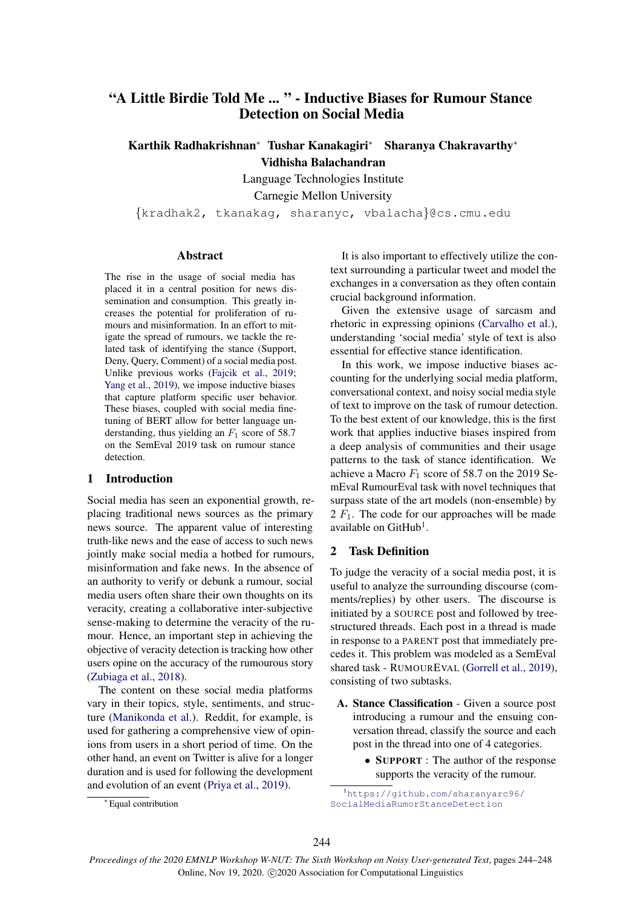# "A Little Birdie Told Me ... " - Inductive Biases for Rumour Stance Detection on Social Media

**Karthik Radhakrishnan*** **Tushar Kanakagiri*** **Sharanya Chakravarthy***
**Vidhisha Balachandran**

Language Technologies Institute

Carnegie Mellon University

{kradhak2, tkanakag, sharanyc, vbalacha}@cs.cmu.edu

## Abstract

The rise in the usage of social media has placed it in a central position for news dissemination and consumption. This greatly increases the potential for proliferation of rumours and misinformation. In an effort to mitigate the spread of rumours, we tackle the related task of identifying the stance (Support, Deny, Query, Comment) of a social media post. Unlike previous works (Fajcik et al., 2019; Yang et al., 2019), we impose inductive biases that capture platform specific user behavior. These biases, coupled with social media fine-tuning of BERT allow for better language understanding, thus yielding an $F_1$ score of 58.7 on the SemEval 2019 task on rumour stance detection.

## 1 Introduction

Social media has seen an exponential growth, replacing traditional news sources as the primary news source. The apparent value of interesting truth-like news and the ease of access to such news jointly make social media a hotbed for rumours, misinformation and fake news. In the absence of an authority to verify or debunk a rumour, social media users often share their own thoughts on its veracity, creating a collaborative inter-subjective sense-making to determine the veracity of the rumour. Hence, an important step in achieving the objective of veracity detection is tracking how other users opine on the accuracy of the rumourous story (Zubiaga et al., 2018).

The content on these social media platforms vary in their topics, style, sentiments, and structure (Manikonda et al.). Reddit, for example, is used for gathering a comprehensive view of opinions from users in a short period of time. On the other hand, an event on Twitter is alive for a longer duration and is used for following the development and evolution of an event (Priya et al., 2019).

It is also important to effectively utilize the context surrounding a particular tweet and model the exchanges in a conversation as they often contain crucial background information.

Given the extensive usage of sarcasm and rhetoric in expressing opinions (Carvalho et al.), understanding 'social media' style of text is also essential for effective stance identification.

In this work, we impose inductive biases accounting for the underlying social media platform, conversational context, and noisy social media style of text to improve on the task of rumour detection. To the best extent of our knowledge, this is the first work that applies inductive biases inspired from a deep analysis of communities and their usage patterns to the task of stance identification. We achieve a Macro $F_1$ score of 58.7 on the 2019 SemEval RumourEval task with novel techniques that surpass state of the art models (non-ensemble) by 2 $F_1$. The code for our approaches will be made available on GitHub[1].

## 2 Task Definition

To judge the veracity of a social media post, it is useful to analyze the surrounding discourse (comments/replies) by other users. The discourse is initiated by a SOURCE post and followed by tree-structured threads. Each post in a thread is made in response to a PARENT post that immediately precedes it. This problem was modeled as a SemEval shared task - RUMOUREVAL (Gorrell et al., 2019), consisting of two subtasks.

**A. Stance Classification** - Given a source post introducing a rumour and the ensuing conversation thread, classify the source and each post in the thread into one of 4 categories.

- **SUPPORT** : The author of the response supports the veracity of the rumour.

*Equal contribution

[1] https://github.com/sharanyarc96/SocialMediaRumorStanceDetection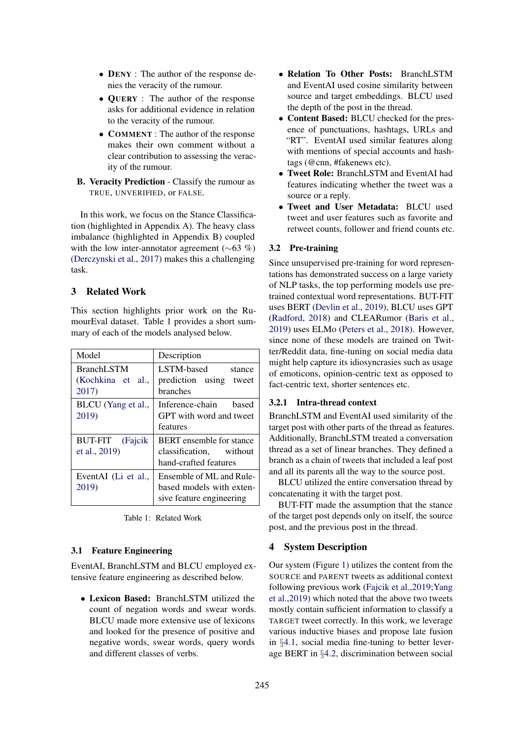- **DENY** : The author of the response denies the veracity of the rumour.
- **QUERY** : The author of the response asks for additional evidence in relation to the veracity of the rumour.
- **COMMENT** : The author of the response makes their own comment without a clear contribution to assessing the veracity of the rumour.

**B. Veracity Prediction** - Classify the rumour as TRUE, UNVERIFIED, or FALSE.

In this work, we focus on the Stance Classification (highlighted in Appendix A). The heavy class imbalance (highlighted in Appendix B) coupled with the low inter-annotator agreement (∼63 %) (Derczynski et al., 2017) makes this a challenging task.

## 3 Related Work

This section highlights prior work on the RumourEval dataset. Table 1 provides a short summary of each of the models analysed below.

| Model | Description |
|---|---|
| BranchLSTM (Kochkina et al., 2017) | LSTM-based stance prediction using tweet branches |
| BLCU (Yang et al., 2019) | Inference-chain based GPT with word and tweet features |
| BUT-FIT (Fajcik et al., 2019) | BERT ensemble for stance classification, without hand-crafted features |
| EventAI (Li et al., 2019) | Ensemble of ML and Rule-based models with extensive feature engineering |

Table 1: Related Work

### 3.1 Feature Engineering

EventAI, BranchLSTM and BLCU employed extensive feature engineering as described below.

- **Lexicon Based:** BranchLSTM utilized the count of negation words and swear words. BLCU made more extensive use of lexicons and looked for the presence of positive and negative words, swear words, query words and different classes of verbs.
- **Relation To Other Posts:** BranchLSTM and EventAI used cosine similarity between source and target embeddings. BLCU used the depth of the post in the thread.
- **Content Based:** BLCU checked for the presence of punctuations, hashtags, URLs and "RT". EventAI used similar features along with mentions of special accounts and hashtags (@cnn, #fakenews etc).
- **Tweet Role:** BranchLSTM and EventAI had features indicating whether the tweet was a source or a reply.
- **Tweet and User Metadata:** BLCU used tweet and user features such as favorite and retweet counts, follower and friend counts etc.

### 3.2 Pre-training

Since unsupervised pre-training for word representations has demonstrated success on a large variety of NLP tasks, the top performing models use pre-trained contextual word representations. BUT-FIT uses BERT (Devlin et al., 2019), BLCU uses GPT (Radford, 2018) and CLEARumor (Baris et al., 2019) uses ELMo (Peters et al., 2018). However, since none of these models are trained on Twitter/Reddit data, fine-tuning on social media data might help capture its idiosyncrasies such as usage of emoticons, opinion-centric text as opposed to fact-centric text, shorter sentences etc.

#### 3.2.1 Intra-thread context

BranchLSTM and EventAI used similarity of the target post with other parts of the thread as features. Additionally, BranchLSTM treated a conversation thread as a set of linear branches. They defined a branch as a chain of tweets that included a leaf post and all its parents all the way to the source post.

BLCU utilized the entire conversation thread by concatenating it with the target post.

BUT-FIT made the assumption that the stance of the target post depends only on itself, the source post, and the previous post in the thread.

## 4 System Description

Our system (Figure 1) utilizes the content from the SOURCE and PARENT tweets as additional context following previous work (Fajcik et al.,2019;Yang et al.,2019) which noted that the above two tweets mostly contain sufficient information to classify a TARGET tweet correctly. In this work, we leverage various inductive biases and propose late fusion in §4.1, social media fine-tuning to better leverage BERT in §4.2, discrimination between social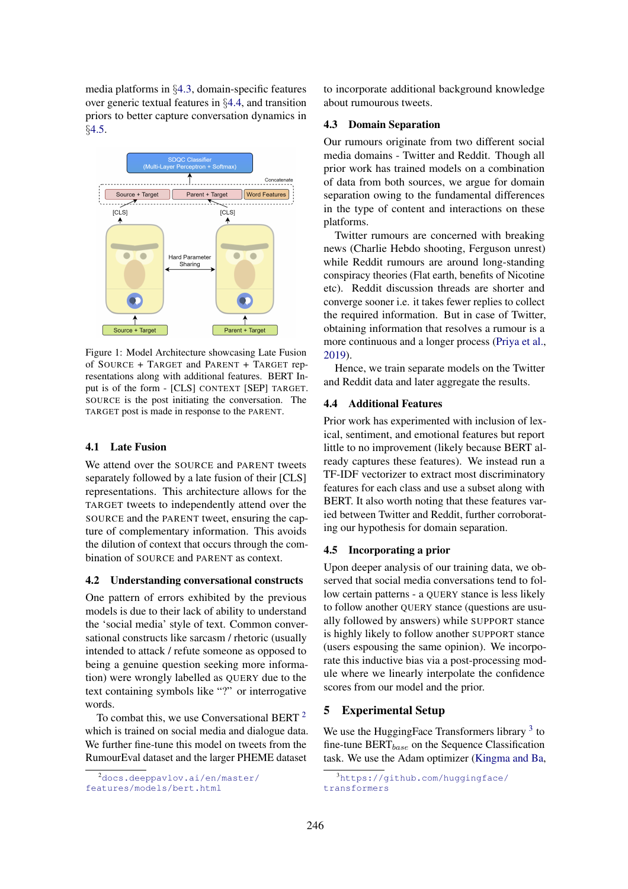media platforms in §4.3, domain-specific features over generic textual features in §4.4, and transition priors to better capture conversation dynamics in §4.5.

Figure 1: Model Architecture showcasing Late Fusion of SOURCE + TARGET and PARENT + TARGET representations along with additional features. BERT Input is of the form - [CLS] CONTEXT [SEP] TARGET. SOURCE is the post initiating the conversation. The TARGET post is made in response to the PARENT.

### 4.1 Late Fusion

We attend over the SOURCE and PARENT tweets separately followed by a late fusion of their [CLS] representations. This architecture allows for the TARGET tweets to independently attend over the SOURCE and the PARENT tweet, ensuring the capture of complementary information. This avoids the dilution of context that occurs through the combination of SOURCE and PARENT as context.

### 4.2 Understanding conversational constructs

One pattern of errors exhibited by the previous models is due to their lack of ability to understand the 'social media' style of text. Common conversational constructs like sarcasm / rhetoric (usually intended to attack / refute someone as opposed to being a genuine question seeking more information) were wrongly labelled as QUERY due to the text containing symbols like "?" or interrogative words.

To combat this, we use Conversational BERT [2] which is trained on social media and dialogue data. We further fine-tune this model on tweets from the RumourEval dataset and the larger PHEME dataset to incorporate additional background knowledge about rumourous tweets.

### 4.3 Domain Separation

Our rumours originate from two different social media domains - Twitter and Reddit. Though all prior work has trained models on a combination of data from both sources, we argue for domain separation owing to the fundamental differences in the type of content and interactions on these platforms.

Twitter rumours are concerned with breaking news (Charlie Hebdo shooting, Ferguson unrest) while Reddit rumours are around long-standing conspiracy theories (Flat earth, benefits of Nicotine etc). Reddit discussion threads are shorter and converge sooner i.e. it takes fewer replies to collect the required information. But in case of Twitter, obtaining information that resolves a rumour is a more continuous and a longer process (Priya et al., 2019).

Hence, we train separate models on the Twitter and Reddit data and later aggregate the results.

### 4.4 Additional Features

Prior work has experimented with inclusion of lexical, sentiment, and emotional features but report little to no improvement (likely because BERT already captures these features). We instead run a TF-IDF vectorizer to extract most discriminatory features for each class and use a subset along with BERT. It also worth noting that these features varied between Twitter and Reddit, further corroborating our hypothesis for domain separation.

### 4.5 Incorporating a prior

Upon deeper analysis of our training data, we observed that social media conversations tend to follow certain patterns - a QUERY stance is less likely to follow another QUERY stance (questions are usually followed by answers) while SUPPORT stance is highly likely to follow another SUPPORT stance (users espousing the same opinion). We incorporate this inductive bias via a post-processing module where we linearly interpolate the confidence scores from our model and the prior.

## 5 Experimental Setup

We use the HuggingFace Transformers library [3] to fine-tune BERT$_{base}$ on the Sequence Classification task. We use the Adam optimizer (Kingma and Ba,

[2] docs.deeppavlov.ai/en/master/features/models/bert.html

[3] https://github.com/huggingface/transformers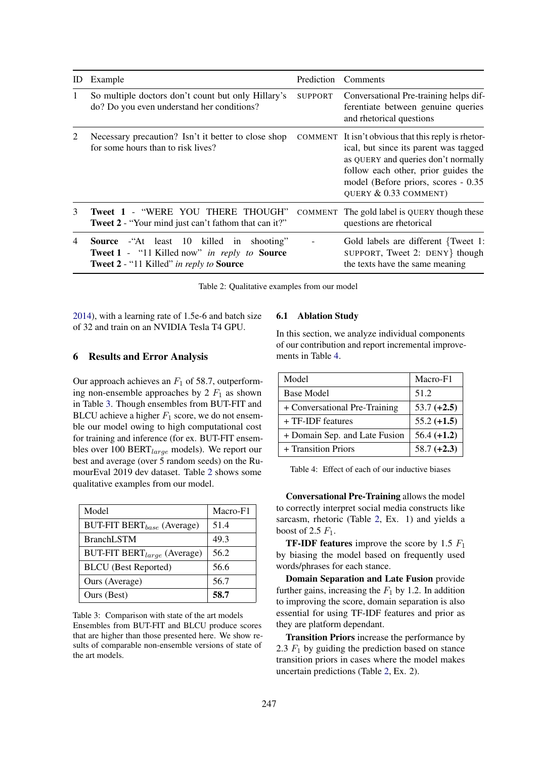| ID | Example | Prediction | Comments |
|---|---|---|---|
| 1 | So multiple doctors don't count but only Hillary's do? Do you even understand her conditions? | SUPPORT | Conversational Pre-training helps differentiate between genuine queries and rhetorical questions |
| 2 | Necessary precaution? Isn't it better to close shop for some hours than to risk lives? | COMMENT | It isn't obvious that this reply is rhetorical, but since its parent was tagged as QUERY and queries don't normally follow each other, prior guides the model (Before priors, scores - 0.35 QUERY & 0.33 COMMENT) |
| 3 | **Tweet 1** - "WERE YOU THERE THOUGH" **Tweet 2** - "Your mind just can't fathom that can it?" | COMMENT | The gold label is QUERY though these questions are rhetorical |
| 4 | **Source** -"At least 10 killed in shooting" **Tweet 1** - "11 Killed now" *in reply to* **Source** **Tweet 2** - "11 Killed" *in reply to* **Source** | - | Gold labels are different {Tweet 1: SUPPORT, Tweet 2: DENY} though the texts have the same meaning |

Table 2: Qualitative examples from our model

2014), with a learning rate of 1.5e-6 and batch size of 32 and train on an NVIDIA Tesla T4 GPU.

## 6 Results and Error Analysis

Our approach achieves an $F_1$ of 58.7, outperforming non-ensemble approaches by 2 $F_1$ as shown in Table 3. Though ensembles from BUT-FIT and BLCU achieve a higher $F_1$ score, we do not ensemble our model owing to high computational cost for training and inference (for ex. BUT-FIT ensembles over 100 $\text{BERT}_{large}$ models). We report our best and average (over 5 random seeds) on the RumourEval 2019 dev dataset. Table 2 shows some qualitative examples from our model.

| Model | Macro-F1 |
|---|---|
| BUT-FIT $\text{BERT}_{base}$ (Average) | 51.4 |
| BranchLSTM | 49.3 |
| BUT-FIT $\text{BERT}_{large}$ (Average) | 56.2 |
| BLCU (Best Reported) | 56.6 |
| Ours (Average) | 56.7 |
| Ours (Best) | **58.7** |

Table 3: Comparison with state of the art models Ensembles from BUT-FIT and BLCU produce scores that are higher than those presented here. We show results of comparable non-ensemble versions of state of the art models.

### 6.1 Ablation Study

In this section, we analyze individual components of our contribution and report incremental improvements in Table 4.

| Model | Macro-F1 |
|---|---|
| Base Model | 51.2 |
| + Conversational Pre-Training | 53.7 **(+2.5)** |
| + TF-IDF features | 55.2 **(+1.5)** |
| + Domain Sep. and Late Fusion | 56.4 **(+1.2)** |
| + Transition Priors | 58.7 **(+2.3)** |

Table 4: Effect of each of our inductive biases

**Conversational Pre-Training** allows the model to correctly interpret social media constructs like sarcasm, rhetoric (Table 2, Ex. 1) and yields a boost of 2.5 $F_1$.

**TF-IDF features** improve the score by 1.5 $F_1$ by biasing the model based on frequently used words/phrases for each stance.

**Domain Separation and Late Fusion** provide further gains, increasing the $F_1$ by 1.2. In addition to improving the score, domain separation is also essential for using TF-IDF features and prior as they are platform dependant.

**Transition Priors** increase the performance by 2.3 $F_1$ by guiding the prediction based on stance transition priors in cases where the model makes uncertain predictions (Table 2, Ex. 2).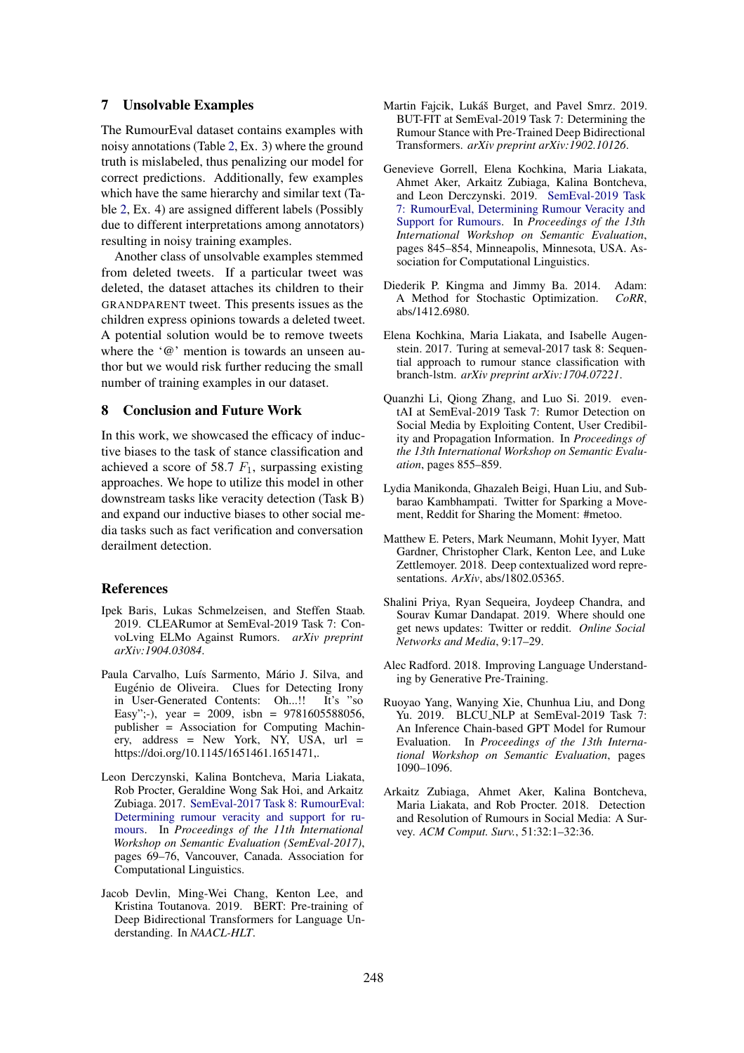## 7 Unsolvable Examples

The RumourEval dataset contains examples with noisy annotations (Table 2, Ex. 3) where the ground truth is mislabeled, thus penalizing our model for correct predictions. Additionally, few examples which have the same hierarchy and similar text (Table 2, Ex. 4) are assigned different labels (Possibly due to different interpretations among annotators) resulting in noisy training examples.

Another class of unsolvable examples stemmed from deleted tweets. If a particular tweet was deleted, the dataset attaches its children to their GRANDPARENT tweet. This presents issues as the children express opinions towards a deleted tweet. A potential solution would be to remove tweets where the '@' mention is towards an unseen author but we would risk further reducing the small number of training examples in our dataset.

## 8 Conclusion and Future Work

In this work, we showcased the efficacy of inductive biases to the task of stance classification and achieved a score of 58.7 $F_1$, surpassing existing approaches. We hope to utilize this model in other downstream tasks like veracity detection (Task B) and expand our inductive biases to other social media tasks such as fact verification and conversation derailment detection.

## References

Ipek Baris, Lukas Schmelzeisen, and Steffen Staab. 2019. CLEARumor at SemEval-2019 Task 7: ConvoLving ELMo Against Rumors. *arXiv preprint arXiv:1904.03084*.

Paula Carvalho, Luís Sarmento, Mário J. Silva, and Eugénio de Oliveira. Clues for Detecting Irony in User-Generated Contents: Oh...!! It's "so Easy";-), year = 2009, isbn = 9781605588056, publisher = Association for Computing Machinery, address = New York, NY, USA, url = https://doi.org/10.1145/1651461.1651471,.

Leon Derczynski, Kalina Bontcheva, Maria Liakata, Rob Procter, Geraldine Wong Sak Hoi, and Arkaitz Zubiaga. 2017. SemEval-2017 Task 8: RumourEval: Determining rumour veracity and support for rumours. In *Proceedings of the 11th International Workshop on Semantic Evaluation (SemEval-2017)*, pages 69–76, Vancouver, Canada. Association for Computational Linguistics.

Jacob Devlin, Ming-Wei Chang, Kenton Lee, and Kristina Toutanova. 2019. BERT: Pre-training of Deep Bidirectional Transformers for Language Understanding. In *NAACL-HLT*.

Martin Fajcik, Lukáš Burget, and Pavel Smrz. 2019. BUT-FIT at SemEval-2019 Task 7: Determining the Rumour Stance with Pre-Trained Deep Bidirectional Transformers. *arXiv preprint arXiv:1902.10126*.

Genevieve Gorrell, Elena Kochkina, Maria Liakata, Ahmet Aker, Arkaitz Zubiaga, Kalina Bontcheva, and Leon Derczynski. 2019. SemEval-2019 Task 7: RumourEval, Determining Rumour Veracity and Support for Rumours. In *Proceedings of the 13th International Workshop on Semantic Evaluation*, pages 845–854, Minneapolis, Minnesota, USA. Association for Computational Linguistics.

Diederik P. Kingma and Jimmy Ba. 2014. Adam: A Method for Stochastic Optimization. *CoRR*, abs/1412.6980.

Elena Kochkina, Maria Liakata, and Isabelle Augenstein. 2017. Turing at semeval-2017 task 8: Sequential approach to rumour stance classification with branch-lstm. *arXiv preprint arXiv:1704.07221*.

Quanzhi Li, Qiong Zhang, and Luo Si. 2019. eventAI at SemEval-2019 Task 7: Rumor Detection on Social Media by Exploiting Content, User Credibility and Propagation Information. In *Proceedings of the 13th International Workshop on Semantic Evaluation*, pages 855–859.

Lydia Manikonda, Ghazaleh Beigi, Huan Liu, and Subbarao Kambhampati. Twitter for Sparking a Movement, Reddit for Sharing the Moment: #metoo.

Matthew E. Peters, Mark Neumann, Mohit Iyyer, Matt Gardner, Christopher Clark, Kenton Lee, and Luke Zettlemoyer. 2018. Deep contextualized word representations. *ArXiv*, abs/1802.05365.

Shalini Priya, Ryan Sequeira, Joydeep Chandra, and Sourav Kumar Dandapat. 2019. Where should one get news updates: Twitter or reddit. *Online Social Networks and Media*, 9:17–29.

Alec Radford. 2018. Improving Language Understanding by Generative Pre-Training.

Ruoyao Yang, Wanying Xie, Chunhua Liu, and Dong Yu. 2019. BLCU_NLP at SemEval-2019 Task 7: An Inference Chain-based GPT Model for Rumour Evaluation. In *Proceedings of the 13th International Workshop on Semantic Evaluation*, pages 1090–1096.

Arkaitz Zubiaga, Ahmet Aker, Kalina Bontcheva, Maria Liakata, and Rob Procter. 2018. Detection and Resolution of Rumours in Social Media: A Survey. *ACM Comput. Surv.*, 51:32:1–32:36.